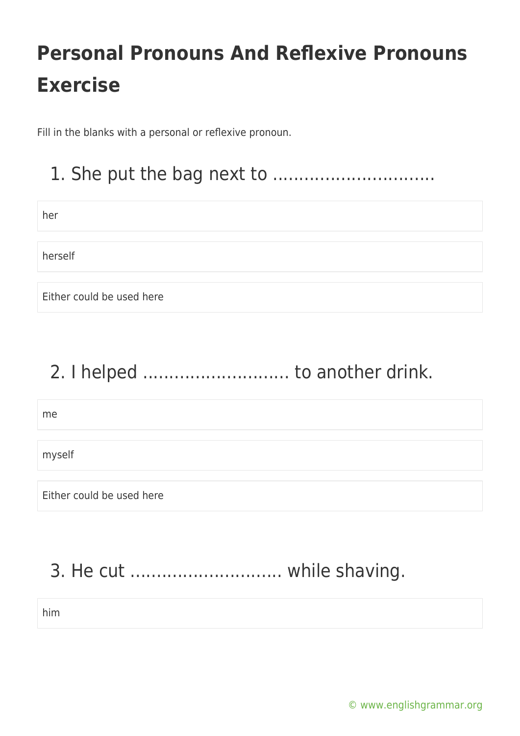# Personal Pronouns And Reflexive Pronouns Exercise

Fill in the blanks with a personal or reflexive pronoun.

## 1. She put the bag next to ................................

her

herself

Either could be used here

## 2. I helped ............................ to another drink.

me

myself

Either could be used here

## 3. He cut ............................. while shaving.

him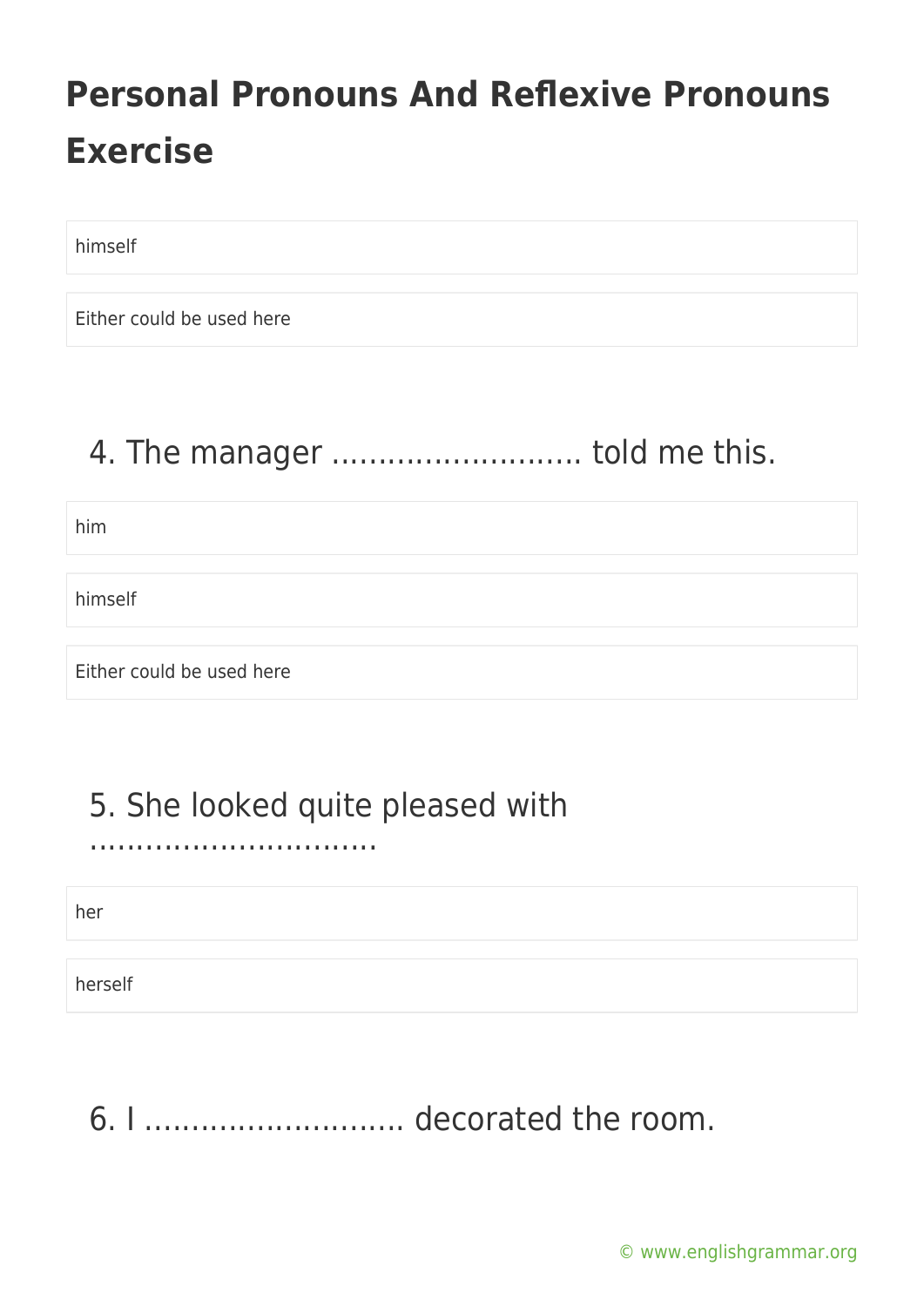# Personal Pronouns And Reflexive Pronouns Exercise

himself

Either could be used here

## 4. The manager ........................... told me this.

him

himself

Either could be used here

## 5. She looked quite pleased with ...............................

her

herself

## 6. I ............................ decorated the room.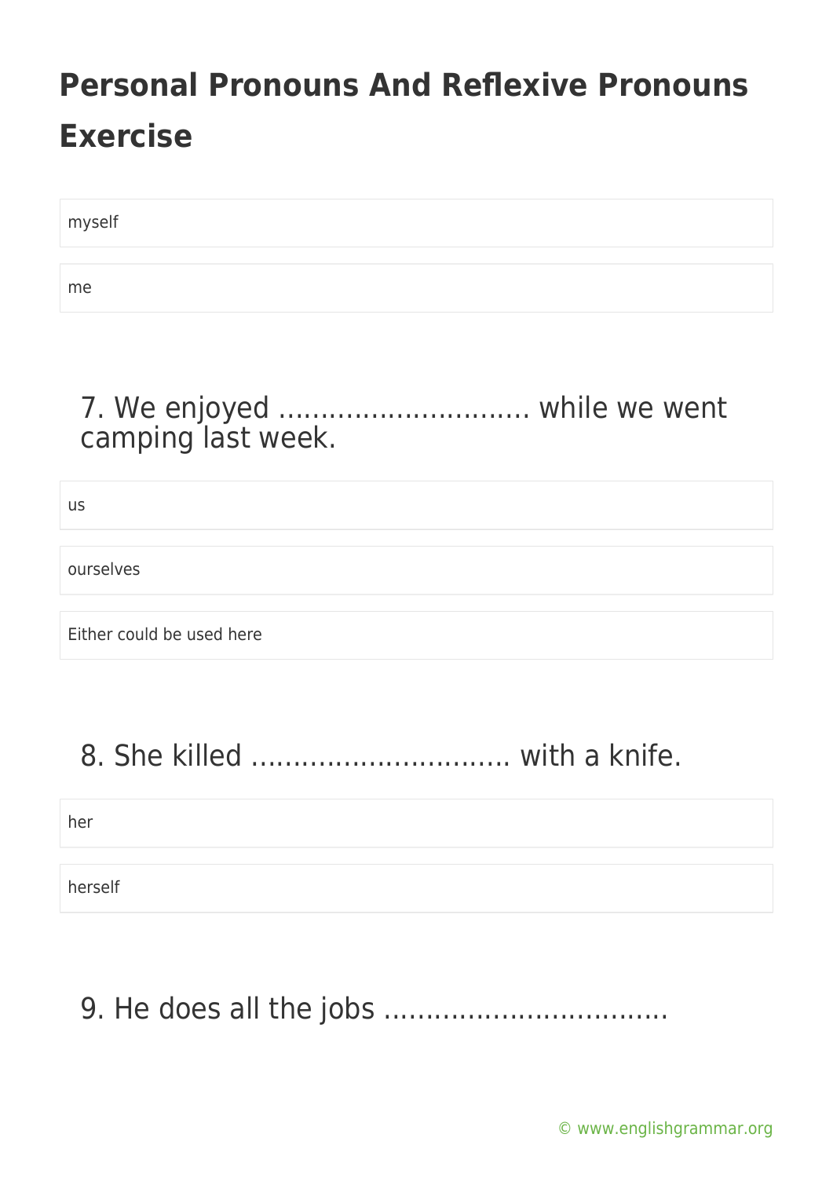# Personal Pronouns And Reflexive Pronouns Exercise

myself

me

## 7. We enjoyed .............................. while we went camping last week.

us

ourselves

Either could be used here

## 8. She killed .............................. with a knife.

her

herself

## 9. He does all the jobs ..................................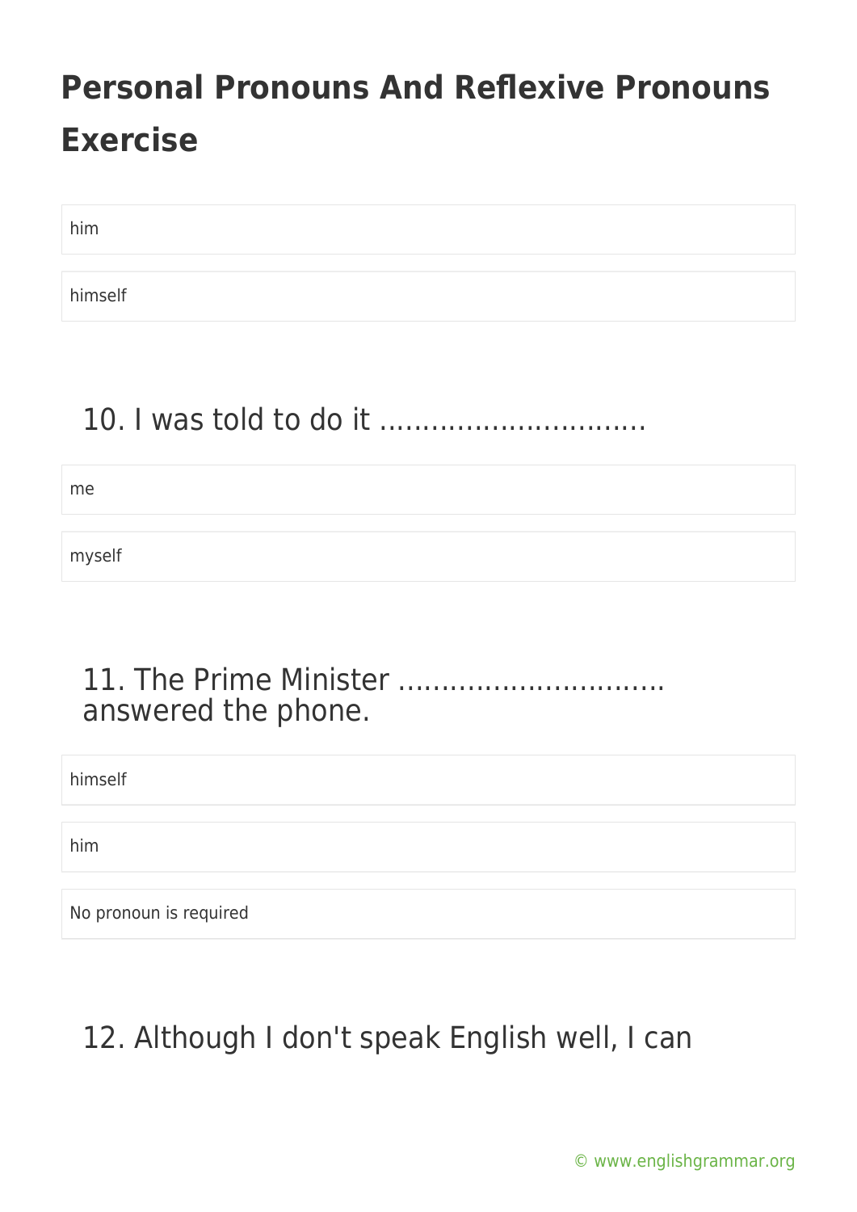# Personal Pronouns And Reflexive Pronouns Exercise

him

himself

10. I was told to do it ..............................

me

myself

11. The Prime Minister .............................. answered the phone.

himself

him

No pronoun is required

12. Although I don't speak English well, I can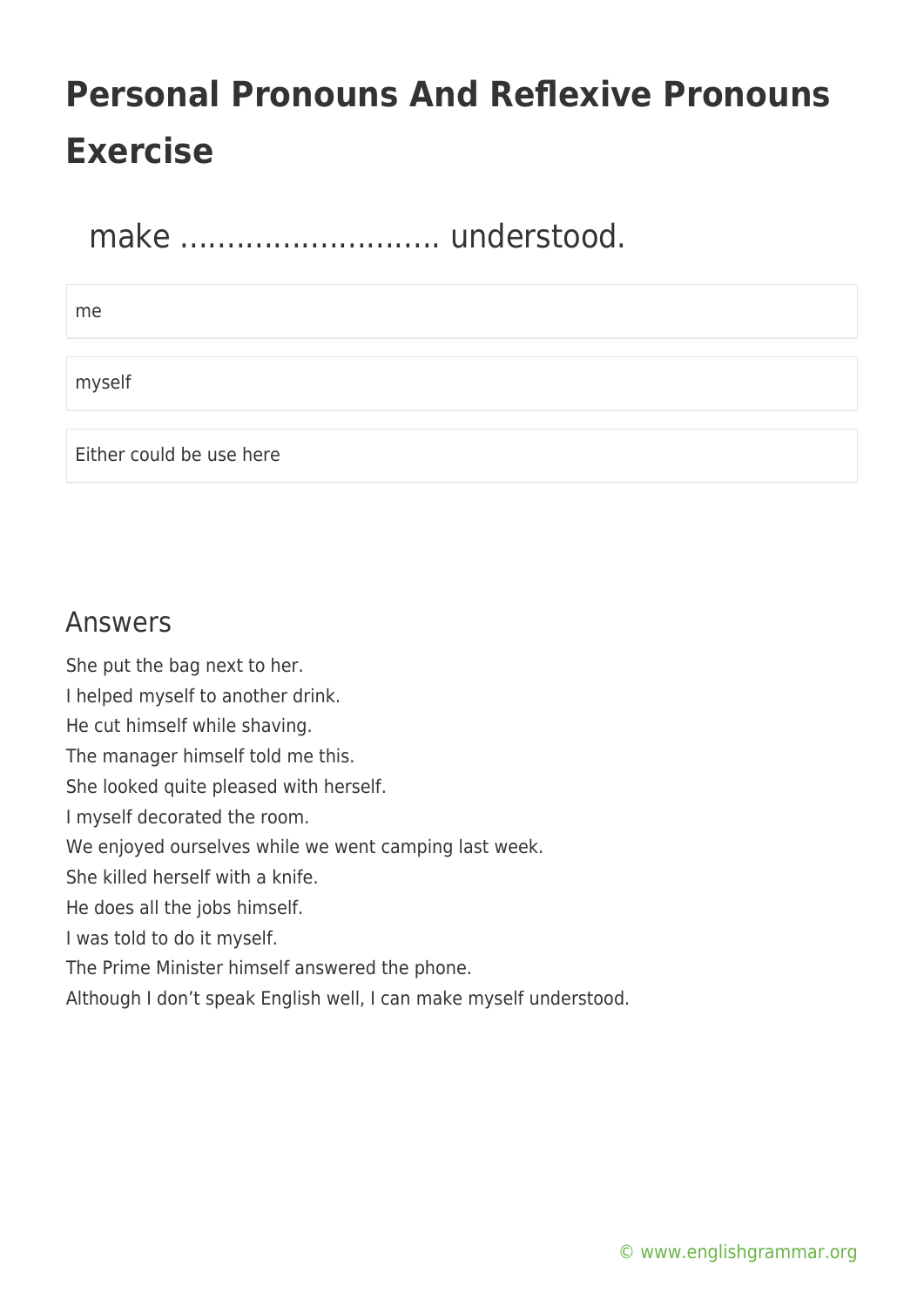# Personal Pronouns And Reflexive Pronouns Exercise

make ……………………… understood.

me

myself

Either could be use here

## Answers

She put the bag next to her.
I helped myself to another drink.
He cut himself while shaving.
The manager himself told me this.
She looked quite pleased with herself.
I myself decorated the room.
We enjoyed ourselves while we went camping last week.
She killed herself with a knife.
He does all the jobs himself.
I was told to do it myself.
The Prime Minister himself answered the phone.
Although I don't speak English well, I can make myself understood.

© www.englishgrammar.org